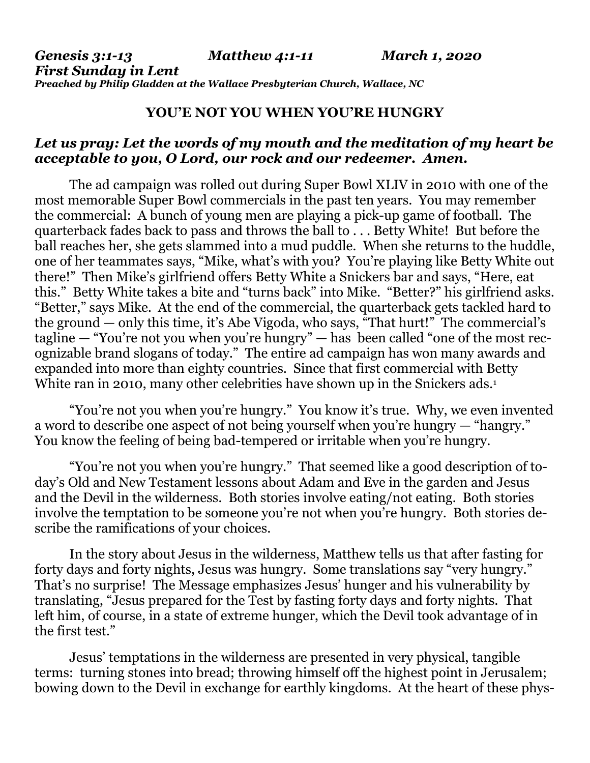***Genesis 3:1-13 Matthew 4:1-11 March 1, 2020***
***First Sunday in Lent***
***Preached by Philip Gladden at the Wallace Presbyterian Church, Wallace, NC***

## YOU'E NOT YOU WHEN YOU'RE HUNGRY

***Let us pray: Let the words of my mouth and the meditation of my heart be acceptable to you, O Lord, our rock and our redeemer. Amen.***

The ad campaign was rolled out during Super Bowl XLIV in 2010 with one of the most memorable Super Bowl commercials in the past ten years. You may remember the commercial: A bunch of young men are playing a pick-up game of football. The quarterback fades back to pass and throws the ball to . . . Betty White! But before the ball reaches her, she gets slammed into a mud puddle. When she returns to the huddle, one of her teammates says, "Mike, what's with you? You're playing like Betty White out there!" Then Mike's girlfriend offers Betty White a Snickers bar and says, "Here, eat this." Betty White takes a bite and "turns back" into Mike. "Better?" his girlfriend asks. "Better," says Mike. At the end of the commercial, the quarterback gets tackled hard to the ground — only this time, it's Abe Vigoda, who says, "That hurt!" The commercial's tagline — "You're not you when you're hungry" — has been called "one of the most recognizable brand slogans of today." The entire ad campaign has won many awards and expanded into more than eighty countries. Since that first commercial with Betty White ran in 2010, many other celebrities have shown up in the Snickers ads.[1]

"You're not you when you're hungry." You know it's true. Why, we even invented a word to describe one aspect of not being yourself when you're hungry — "hangry." You know the feeling of being bad-tempered or irritable when you're hungry.

"You're not you when you're hungry." That seemed like a good description of today's Old and New Testament lessons about Adam and Eve in the garden and Jesus and the Devil in the wilderness. Both stories involve eating/not eating. Both stories involve the temptation to be someone you're not when you're hungry. Both stories describe the ramifications of your choices.

In the story about Jesus in the wilderness, Matthew tells us that after fasting for forty days and forty nights, Jesus was hungry. Some translations say "very hungry." That's no surprise! The Message emphasizes Jesus' hunger and his vulnerability by translating, "Jesus prepared for the Test by fasting forty days and forty nights. That left him, of course, in a state of extreme hunger, which the Devil took advantage of in the first test."

Jesus' temptations in the wilderness are presented in very physical, tangible terms: turning stones into bread; throwing himself off the highest point in Jerusalem; bowing down to the Devil in exchange for earthly kingdoms. At the heart of these phys-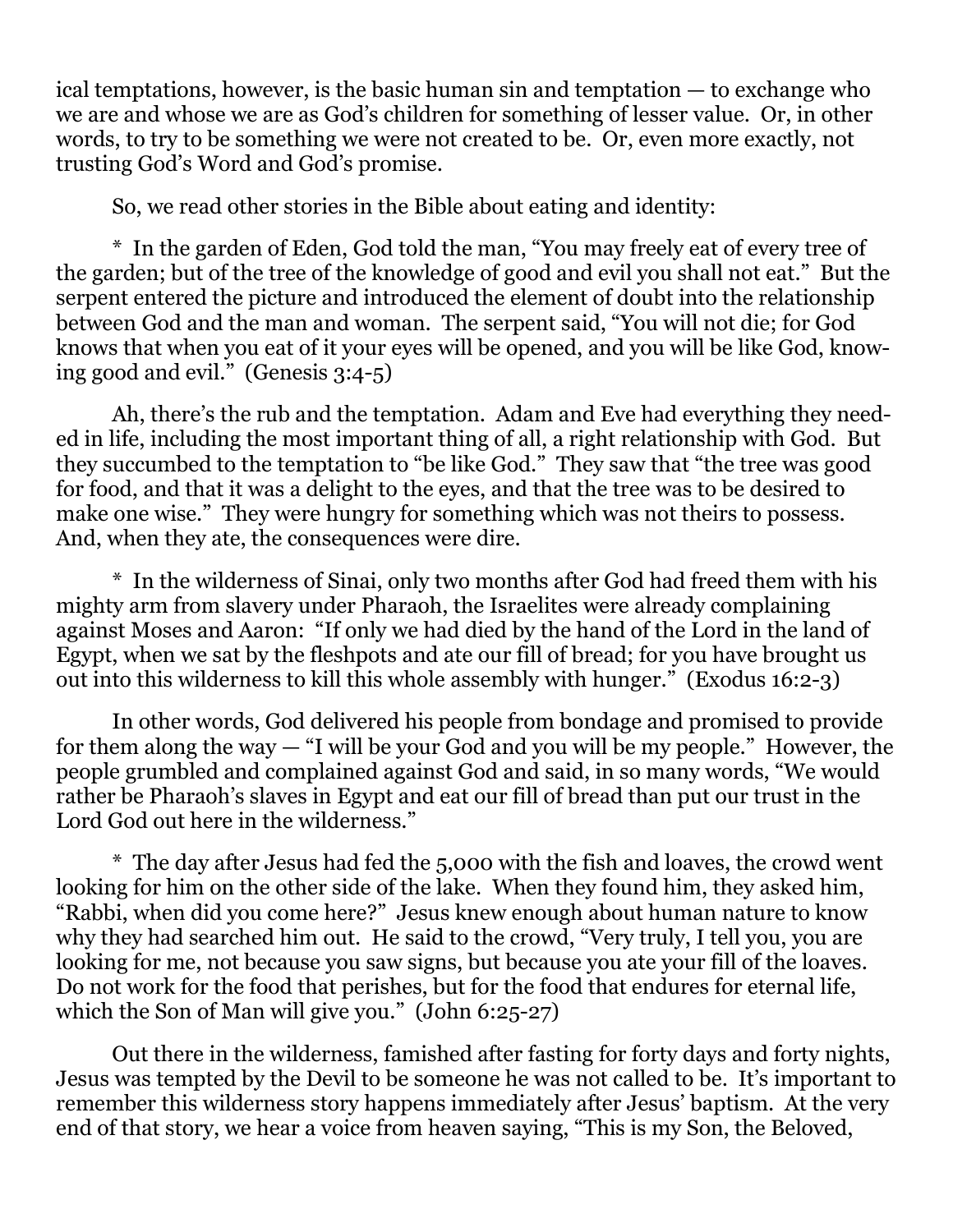ical temptations, however, is the basic human sin and temptation — to exchange who we are and whose we are as God's children for something of lesser value. Or, in other words, to try to be something we were not created to be. Or, even more exactly, not trusting God's Word and God's promise.

So, we read other stories in the Bible about eating and identity:

* In the garden of Eden, God told the man, "You may freely eat of every tree of the garden; but of the tree of the knowledge of good and evil you shall not eat." But the serpent entered the picture and introduced the element of doubt into the relationship between God and the man and woman. The serpent said, "You will not die; for God knows that when you eat of it your eyes will be opened, and you will be like God, knowing good and evil." (Genesis 3:4-5)

Ah, there's the rub and the temptation. Adam and Eve had everything they needed in life, including the most important thing of all, a right relationship with God. But they succumbed to the temptation to "be like God." They saw that "the tree was good for food, and that it was a delight to the eyes, and that the tree was to be desired to make one wise." They were hungry for something which was not theirs to possess. And, when they ate, the consequences were dire.

* In the wilderness of Sinai, only two months after God had freed them with his mighty arm from slavery under Pharaoh, the Israelites were already complaining against Moses and Aaron: "If only we had died by the hand of the Lord in the land of Egypt, when we sat by the fleshpots and ate our fill of bread; for you have brought us out into this wilderness to kill this whole assembly with hunger." (Exodus 16:2-3)

In other words, God delivered his people from bondage and promised to provide for them along the way — "I will be your God and you will be my people." However, the people grumbled and complained against God and said, in so many words, "We would rather be Pharaoh's slaves in Egypt and eat our fill of bread than put our trust in the Lord God out here in the wilderness."

* The day after Jesus had fed the 5,000 with the fish and loaves, the crowd went looking for him on the other side of the lake. When they found him, they asked him, "Rabbi, when did you come here?" Jesus knew enough about human nature to know why they had searched him out. He said to the crowd, "Very truly, I tell you, you are looking for me, not because you saw signs, but because you ate your fill of the loaves. Do not work for the food that perishes, but for the food that endures for eternal life, which the Son of Man will give you." (John 6:25-27)

Out there in the wilderness, famished after fasting for forty days and forty nights, Jesus was tempted by the Devil to be someone he was not called to be. It's important to remember this wilderness story happens immediately after Jesus' baptism. At the very end of that story, we hear a voice from heaven saying, "This is my Son, the Beloved,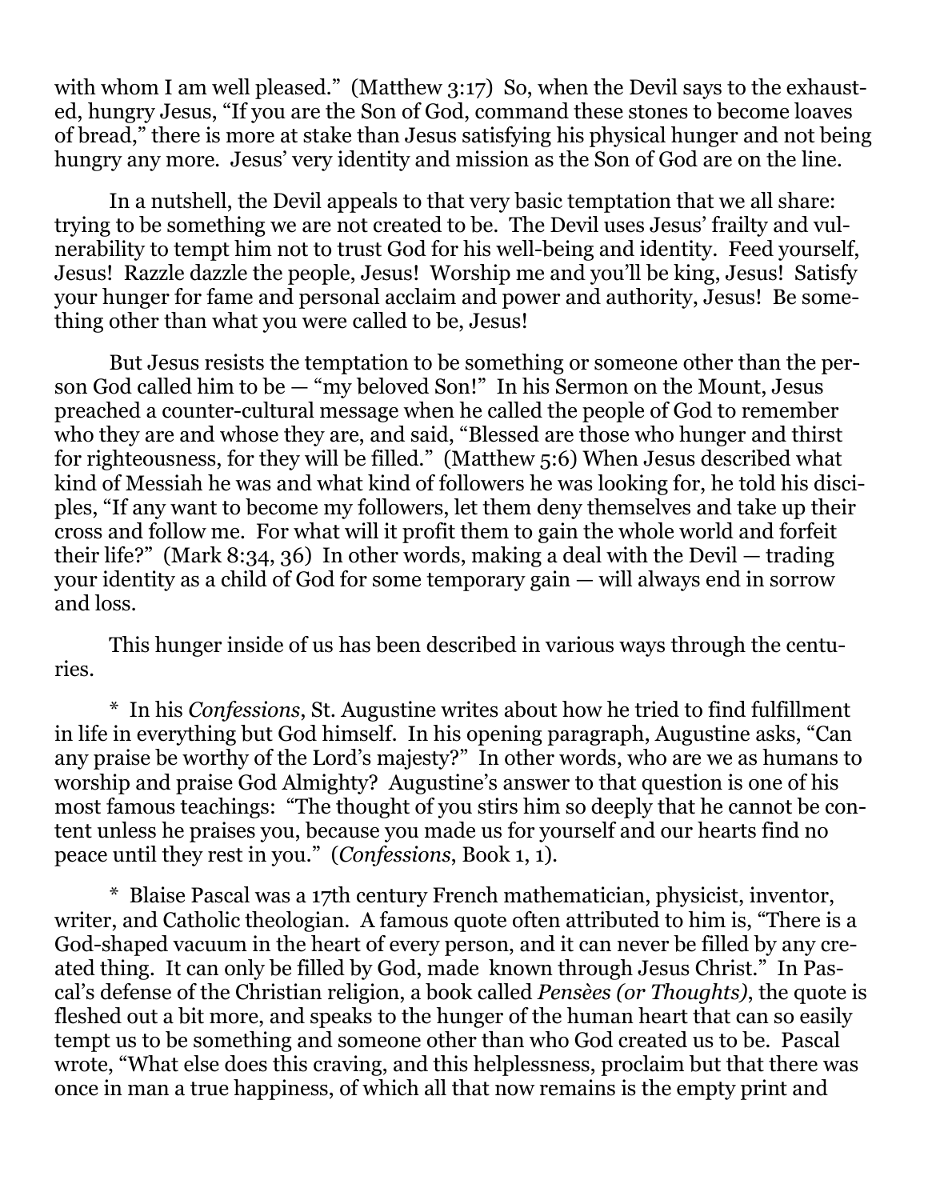with whom I am well pleased." (Matthew 3:17) So, when the Devil says to the exhausted, hungry Jesus, "If you are the Son of God, command these stones to become loaves of bread," there is more at stake than Jesus satisfying his physical hunger and not being hungry any more. Jesus' very identity and mission as the Son of God are on the line.

In a nutshell, the Devil appeals to that very basic temptation that we all share: trying to be something we are not created to be. The Devil uses Jesus' frailty and vulnerability to tempt him not to trust God for his well-being and identity. Feed yourself, Jesus! Razzle dazzle the people, Jesus! Worship me and you'll be king, Jesus! Satisfy your hunger for fame and personal acclaim and power and authority, Jesus! Be something other than what you were called to be, Jesus!

But Jesus resists the temptation to be something or someone other than the person God called him to be — "my beloved Son!" In his Sermon on the Mount, Jesus preached a counter-cultural message when he called the people of God to remember who they are and whose they are, and said, "Blessed are those who hunger and thirst for righteousness, for they will be filled." (Matthew 5:6) When Jesus described what kind of Messiah he was and what kind of followers he was looking for, he told his disciples, "If any want to become my followers, let them deny themselves and take up their cross and follow me. For what will it profit them to gain the whole world and forfeit their life?" (Mark 8:34, 36) In other words, making a deal with the Devil — trading your identity as a child of God for some temporary gain — will always end in sorrow and loss.

This hunger inside of us has been described in various ways through the centuries.

\* In his *Confessions*, St. Augustine writes about how he tried to find fulfillment in life in everything but God himself. In his opening paragraph, Augustine asks, "Can any praise be worthy of the Lord's majesty?" In other words, who are we as humans to worship and praise God Almighty? Augustine's answer to that question is one of his most famous teachings: "The thought of you stirs him so deeply that he cannot be content unless he praises you, because you made us for yourself and our hearts find no peace until they rest in you." (*Confessions*, Book 1, 1).

\* Blaise Pascal was a 17th century French mathematician, physicist, inventor, writer, and Catholic theologian. A famous quote often attributed to him is, "There is a God-shaped vacuum in the heart of every person, and it can never be filled by any created thing. It can only be filled by God, made known through Jesus Christ." In Pascal's defense of the Christian religion, a book called *Pensèes (or Thoughts)*, the quote is fleshed out a bit more, and speaks to the hunger of the human heart that can so easily tempt us to be something and someone other than who God created us to be. Pascal wrote, "What else does this craving, and this helplessness, proclaim but that there was once in man a true happiness, of which all that now remains is the empty print and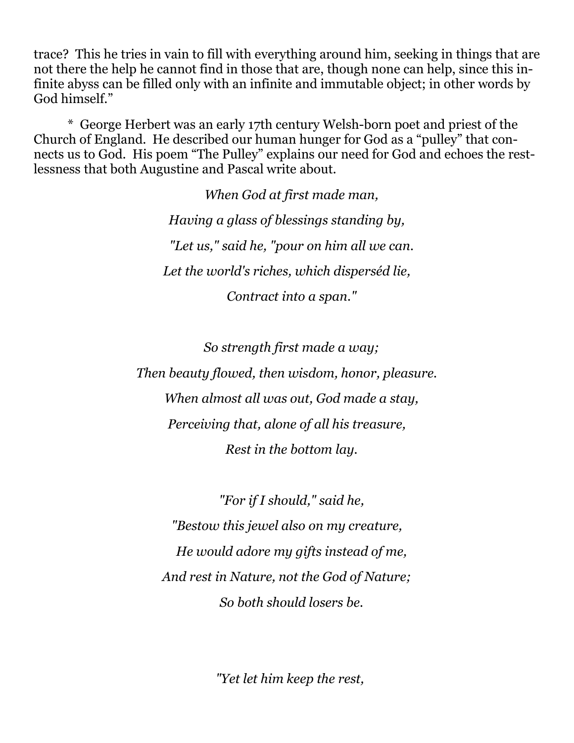trace? This he tries in vain to fill with everything around him, seeking in things that are not there the help he cannot find in those that are, though none can help, since this infinite abyss can be filled only with an infinite and immutable object; in other words by God himself."

\* George Herbert was an early 17th century Welsh-born poet and priest of the Church of England. He described our human hunger for God as a "pulley" that connects us to God. His poem "The Pulley" explains our need for God and echoes the restlessness that both Augustine and Pascal write about.

*When God at first made man,*
*Having a glass of blessings standing by,*
*"Let us," said he, "pour on him all we can.*
*Let the world's riches, which disperséd lie,*
*Contract into a span."*

*So strength first made a way;*
*Then beauty flowed, then wisdom, honor, pleasure.*
*When almost all was out, God made a stay,*
*Perceiving that, alone of all his treasure,*
*Rest in the bottom lay.*

*"For if I should," said he,*
*"Bestow this jewel also on my creature,*
*He would adore my gifts instead of me,*
*And rest in Nature, not the God of Nature;*
*So both should losers be.*

*"Yet let him keep the rest,*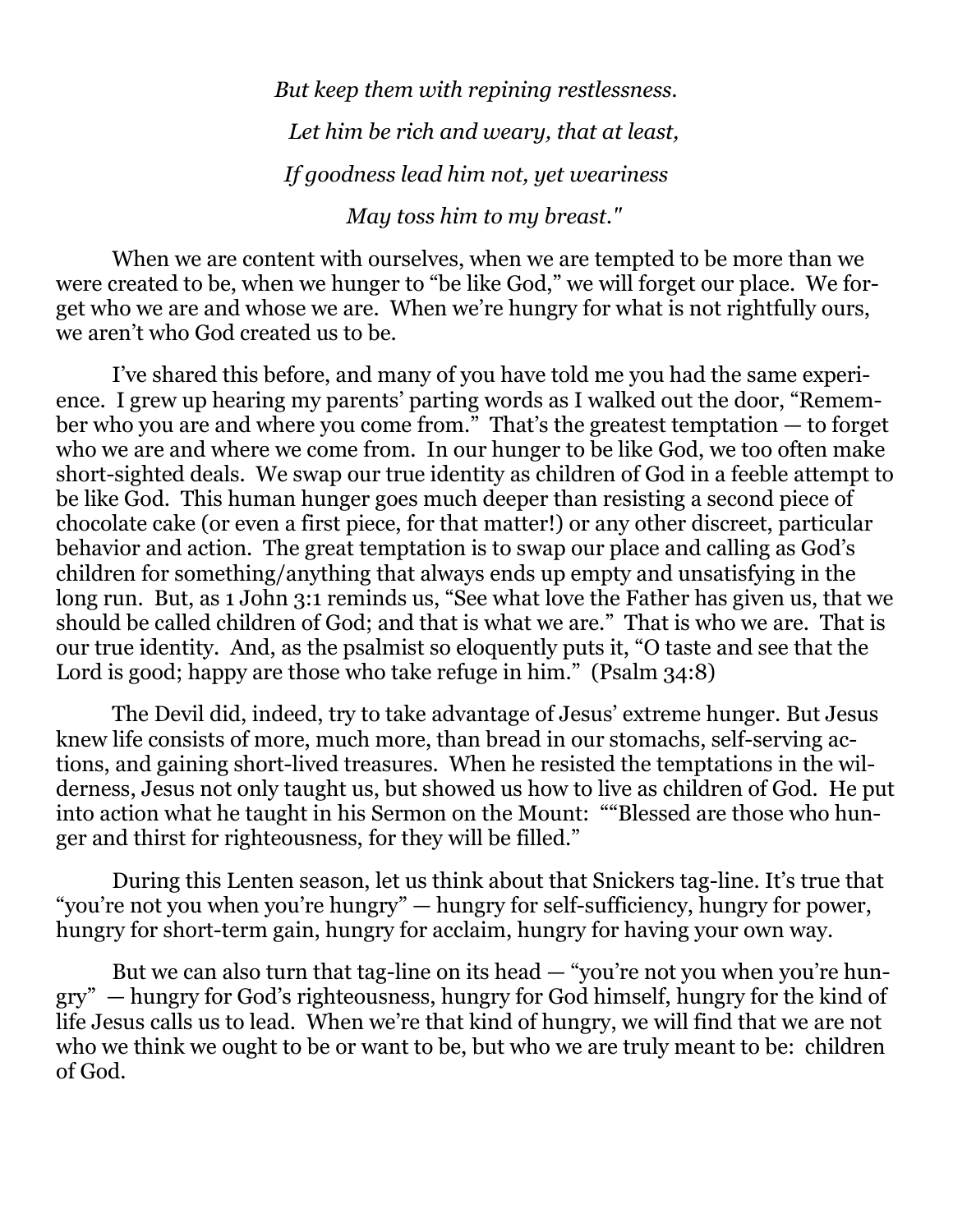*But keep them with repining restlessness.*

*Let him be rich and weary, that at least,*

*If goodness lead him not, yet weariness*

*May toss him to my breast."*

When we are content with ourselves, when we are tempted to be more than we were created to be, when we hunger to "be like God," we will forget our place. We forget who we are and whose we are. When we're hungry for what is not rightfully ours, we aren't who God created us to be.

I've shared this before, and many of you have told me you had the same experience. I grew up hearing my parents' parting words as I walked out the door, "Remember who you are and where you come from." That's the greatest temptation — to forget who we are and where we come from. In our hunger to be like God, we too often make short-sighted deals. We swap our true identity as children of God in a feeble attempt to be like God. This human hunger goes much deeper than resisting a second piece of chocolate cake (or even a first piece, for that matter!) or any other discreet, particular behavior and action. The great temptation is to swap our place and calling as God's children for something/anything that always ends up empty and unsatisfying in the long run. But, as 1 John 3:1 reminds us, "See what love the Father has given us, that we should be called children of God; and that is what we are." That is who we are. That is our true identity. And, as the psalmist so eloquently puts it, "O taste and see that the Lord is good; happy are those who take refuge in him." (Psalm 34:8)

The Devil did, indeed, try to take advantage of Jesus' extreme hunger. But Jesus knew life consists of more, much more, than bread in our stomachs, self-serving actions, and gaining short-lived treasures. When he resisted the temptations in the wilderness, Jesus not only taught us, but showed us how to live as children of God. He put into action what he taught in his Sermon on the Mount: ""Blessed are those who hunger and thirst for righteousness, for they will be filled."

During this Lenten season, let us think about that Snickers tag-line. It's true that "you're not you when you're hungry" — hungry for self-sufficiency, hungry for power, hungry for short-term gain, hungry for acclaim, hungry for having your own way.

But we can also turn that tag-line on its head — "you're not you when you're hungry" — hungry for God's righteousness, hungry for God himself, hungry for the kind of life Jesus calls us to lead. When we're that kind of hungry, we will find that we are not who we think we ought to be or want to be, but who we are truly meant to be: children of God.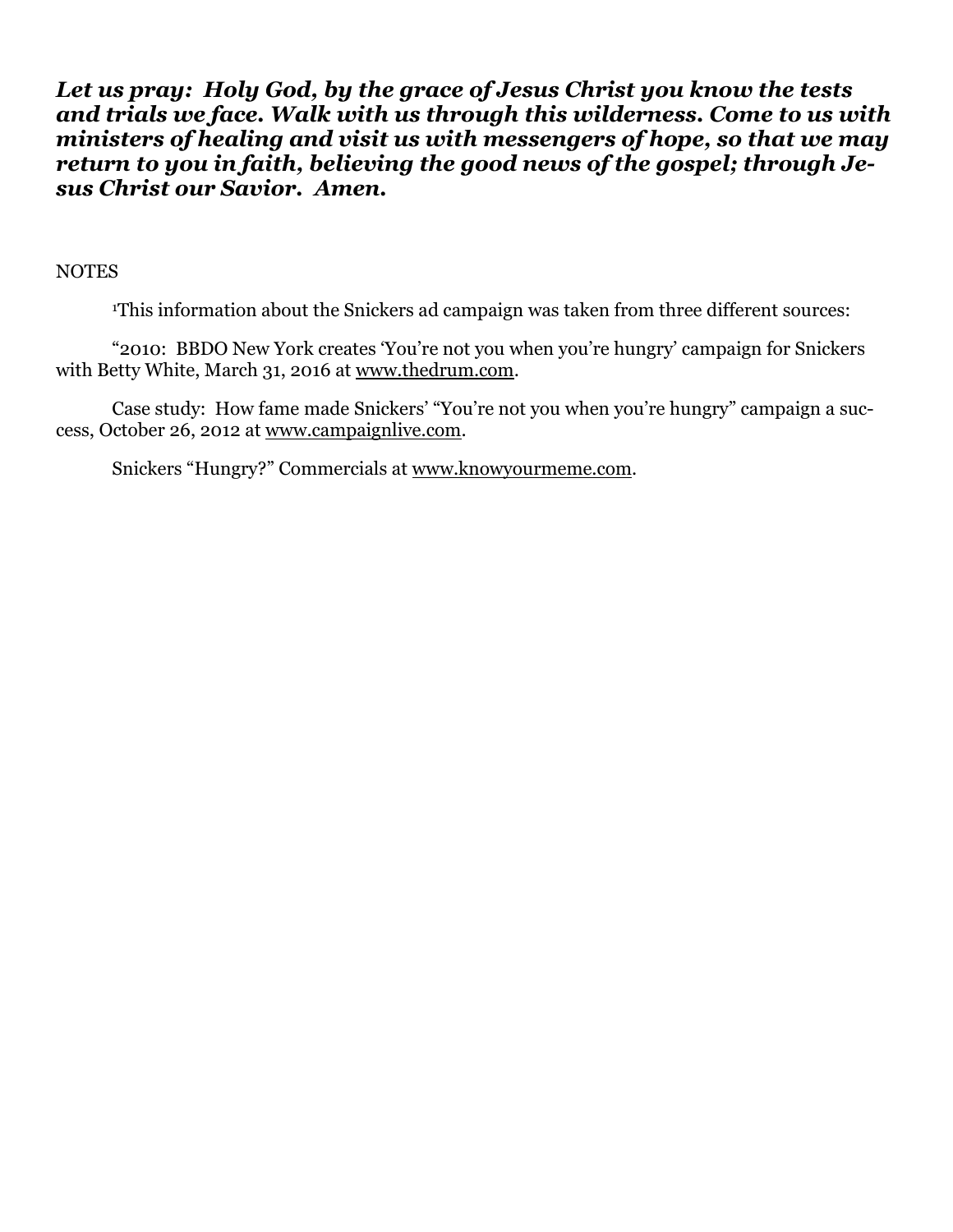***Let us pray: Holy God, by the grace of Jesus Christ you know the tests and trials we face. Walk with us through this wilderness. Come to us with ministers of healing and visit us with messengers of hope, so that we may return to you in faith, believing the good news of the gospel; through Jesus Christ our Savior. Amen.***

NOTES

[1]This information about the Snickers ad campaign was taken from three different sources:

"2010: BBDO New York creates 'You're not you when you're hungry' campaign for Snickers with Betty White, March 31, 2016 at www.thedrum.com.

Case study: How fame made Snickers' "You're not you when you're hungry" campaign a success, October 26, 2012 at www.campaignlive.com.

Snickers "Hungry?" Commercials at www.knowyourmeme.com.